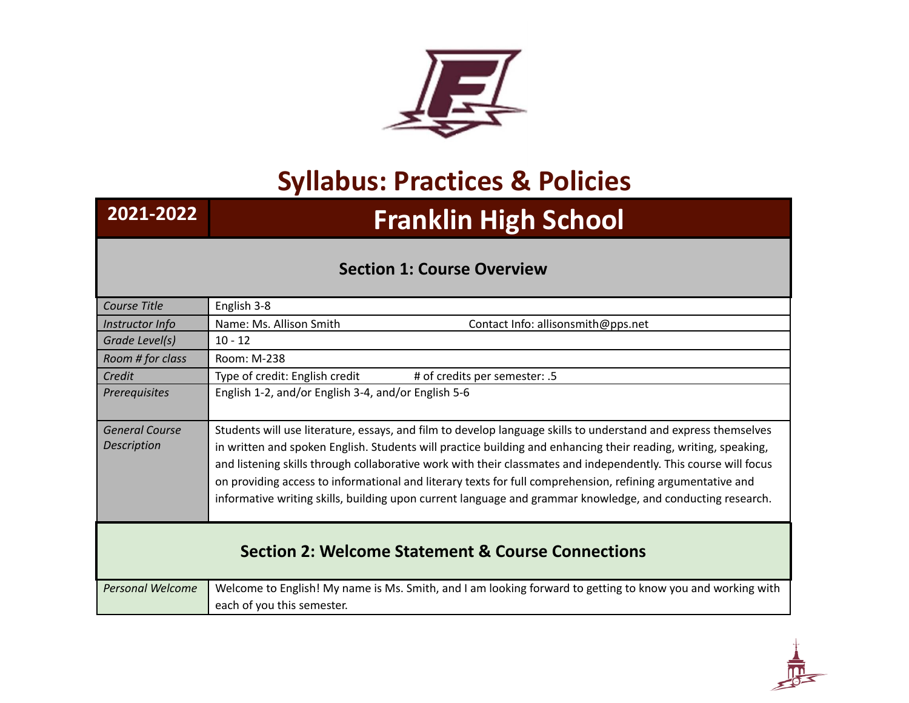# Syllabus: Practices & Policies

| 2021-2022 | Franklin High School |
|---|---|

## Section 1: Course Overview

| | |
|---|---|
| *Course Title* | English 3-8 |
| *Instructor Info* | Name: Ms. Allison Smith Contact Info: allisonsmith@pps.net |
| *Grade Level(s)* | 10 - 12 |
| *Room # for class* | Room: M-238 |
| *Credit* | Type of credit: English credit # of credits per semester: .5 |
| *Prerequisites* | English 1-2, and/or English 3-4, and/or English 5-6 |
| *General Course Description* | Students will use literature, essays, and film to develop language skills to understand and express themselves in written and spoken English. Students will practice building and enhancing their reading, writing, speaking, and listening skills through collaborative work with their classmates and independently. This course will focus on providing access to informational and literary texts for full comprehension, refining argumentative and informative writing skills, building upon current language and grammar knowledge, and conducting research. |

## Section 2: Welcome Statement & Course Connections

| | |
|---|---|
| *Personal Welcome* | Welcome to English! My name is Ms. Smith, and I am looking forward to getting to know you and working with each of you this semester. |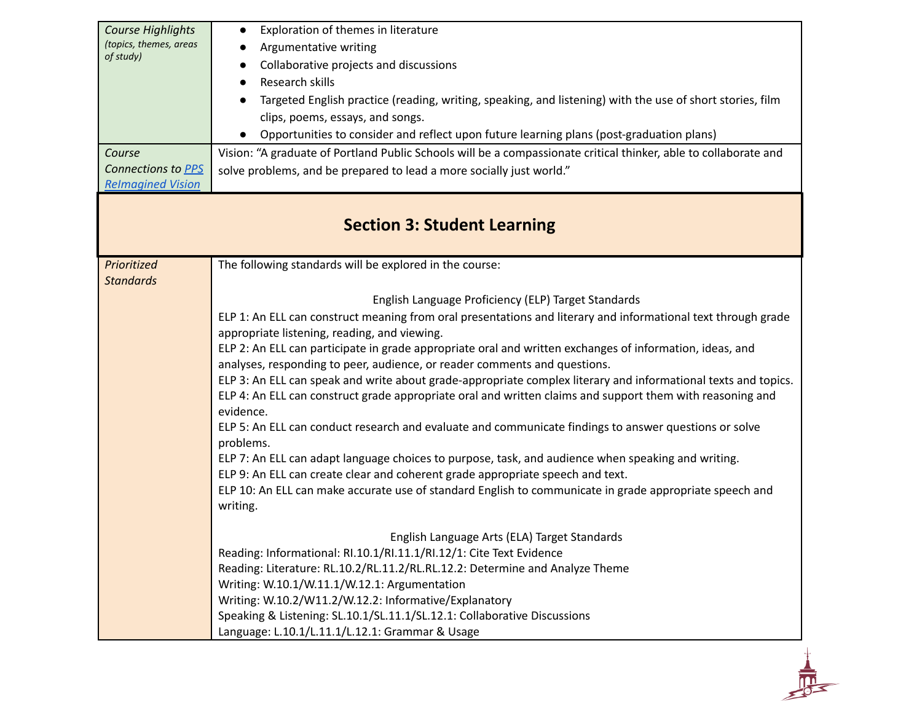| Course Highlights *(topics, themes, areas of study)* | <ul><li>Exploration of themes in literature</li><li>Argumentative writing</li><li>Collaborative projects and discussions</li><li>Research skills</li><li>Targeted English practice (reading, writing, speaking, and listening) with the use of short stories, film clips, poems, essays, and songs.</li><li>Opportunities to consider and reflect upon future learning plans (post-graduation plans)</li></ul> |
|---|---|
| *Course Connections to PPS ReImagined Vision* | Vision: "A graduate of Portland Public Schools will be a compassionate critical thinker, able to collaborate and solve problems, and be prepared to lead a more socially just world." |

## Section 3: Student Learning

| *Prioritized Standards* | The following standards will be explored in the course:<br><br>English Language Proficiency (ELP) Target Standards<br>ELP 1: An ELL can construct meaning from oral presentations and literary and informational text through grade appropriate listening, reading, and viewing.<br>ELP 2: An ELL can participate in grade appropriate oral and written exchanges of information, ideas, and analyses, responding to peer, audience, or reader comments and questions.<br>ELP 3: An ELL can speak and write about grade-appropriate complex literary and informational texts and topics.<br>ELP 4: An ELL can construct grade appropriate oral and written claims and support them with reasoning and evidence.<br>ELP 5: An ELL can conduct research and evaluate and communicate findings to answer questions or solve problems.<br>ELP 7: An ELL can adapt language choices to purpose, task, and audience when speaking and writing.<br>ELP 9: An ELL can create clear and coherent grade appropriate speech and text.<br>ELP 10: An ELL can make accurate use of standard English to communicate in grade appropriate speech and writing.<br><br>English Language Arts (ELA) Target Standards<br>Reading: Informational: RI.10.1/RI.11.1/RI.12/1: Cite Text Evidence<br>Reading: Literature: RL.10.2/RL.11.2/RL.RL.12.2: Determine and Analyze Theme<br>Writing: W.10.1/W.11.1/W.12.1: Argumentation<br>Writing: W.10.2/W11.2/W.12.2: Informative/Explanatory<br>Speaking & Listening: SL.10.1/SL.11.1/SL.12.1: Collaborative Discussions<br>Language: L.10.1/L.11.1/L.12.1: Grammar & Usage |
|---|---|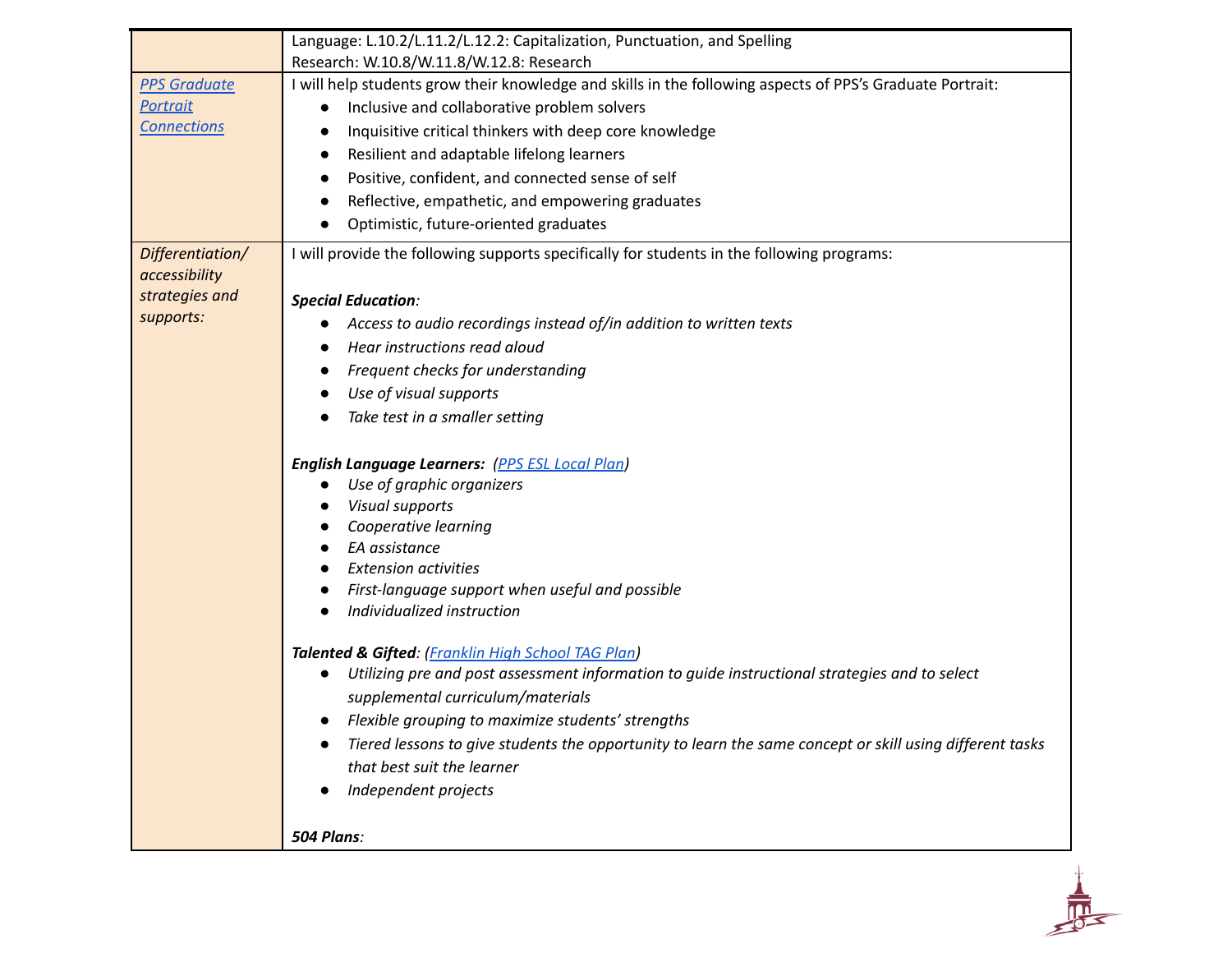| | |
|---|---|
| | Language: L.10.2/L.11.2/L.12.2: Capitalization, Punctuation, and Spelling<br>Research: W.10.8/W.11.8/W.12.8: Research |
| *PPS Graduate Portrait Connections* | I will help students grow their knowledge and skills in the following aspects of PPS's Graduate Portrait:<br>● Inclusive and collaborative problem solvers<br>● Inquisitive critical thinkers with deep core knowledge<br>● Resilient and adaptable lifelong learners<br>● Positive, confident, and connected sense of self<br>● Reflective, empathetic, and empowering graduates<br>● Optimistic, future-oriented graduates |
| *Differentiation/ accessibility strategies and supports:* | I will provide the following supports specifically for students in the following programs:<br><br>***Special Education:***<br>● *Access to audio recordings instead of/in addition to written texts*<br>● *Hear instructions read aloud*<br>● *Frequent checks for understanding*<br>● *Use of visual supports*<br>● *Take test in a smaller setting*<br><br>***English Language Learners:*** *(PPS ESL Local Plan)*<br>● *Use of graphic organizers*<br>● *Visual supports*<br>● *Cooperative learning*<br>● *EA assistance*<br>● *Extension activities*<br>● *First-language support when useful and possible*<br>● *Individualized instruction*<br><br>***Talented & Gifted:*** *(Franklin High School TAG Plan)*<br>● *Utilizing pre and post assessment information to guide instructional strategies and to select supplemental curriculum/materials*<br>● *Flexible grouping to maximize students' strengths*<br>● *Tiered lessons to give students the opportunity to learn the same concept or skill using different tasks that best suit the learner*<br>● *Independent projects*<br><br>***504 Plans:*** |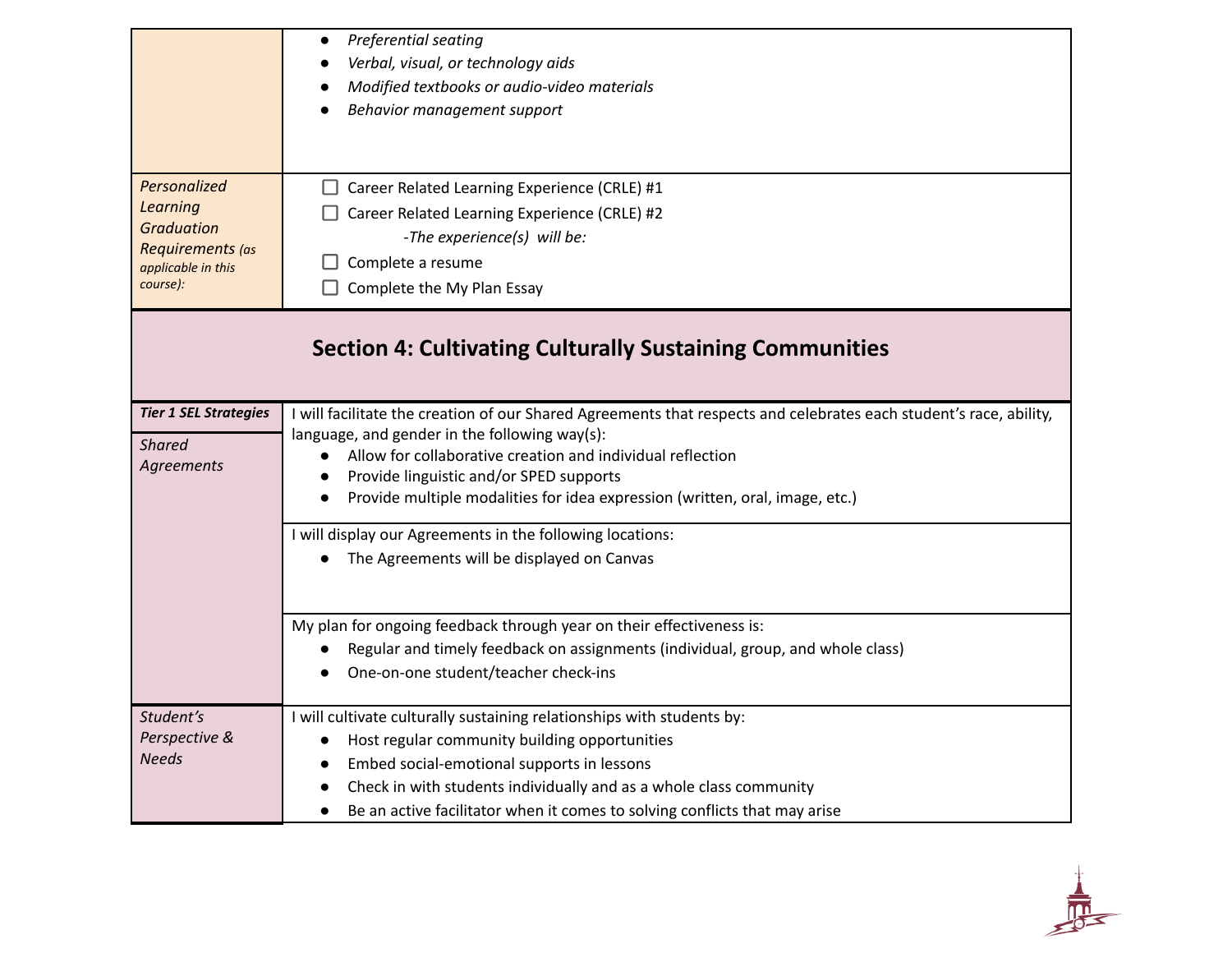| | |
|---|---|
| | • *Preferential seating*<br>• *Verbal, visual, or technology aids*<br>• *Modified textbooks or audio-video materials*<br>• *Behavior management support* |
| *Personalized Learning Graduation Requirements (as applicable in this course):* | ☐ Career Related Learning Experience (CRLE) #1<br>☐ Career Related Learning Experience (CRLE) #2<br>*-The experience(s) will be:*<br>☐ Complete a resume<br>☐ Complete the My Plan Essay |

## Section 4: Cultivating Culturally Sustaining Communities

| | |
|---|---|
| ***Tier 1 SEL Strategies***<br><br>*Shared Agreements* | I will facilitate the creation of our Shared Agreements that respects and celebrates each student's race, ability, language, and gender in the following way(s):<br>• Allow for collaborative creation and individual reflection<br>• Provide linguistic and/or SPED supports<br>• Provide multiple modalities for idea expression (written, oral, image, etc.) |
| | I will display our Agreements in the following locations:<br>• The Agreements will be displayed on Canvas |
| | My plan for ongoing feedback through year on their effectiveness is:<br>• Regular and timely feedback on assignments (individual, group, and whole class)<br>• One-on-one student/teacher check-ins |
| *Student's Perspective & Needs* | I will cultivate culturally sustaining relationships with students by:<br>• Host regular community building opportunities<br>• Embed social-emotional supports in lessons<br>• Check in with students individually and as a whole class community<br>• Be an active facilitator when it comes to solving conflicts that may arise |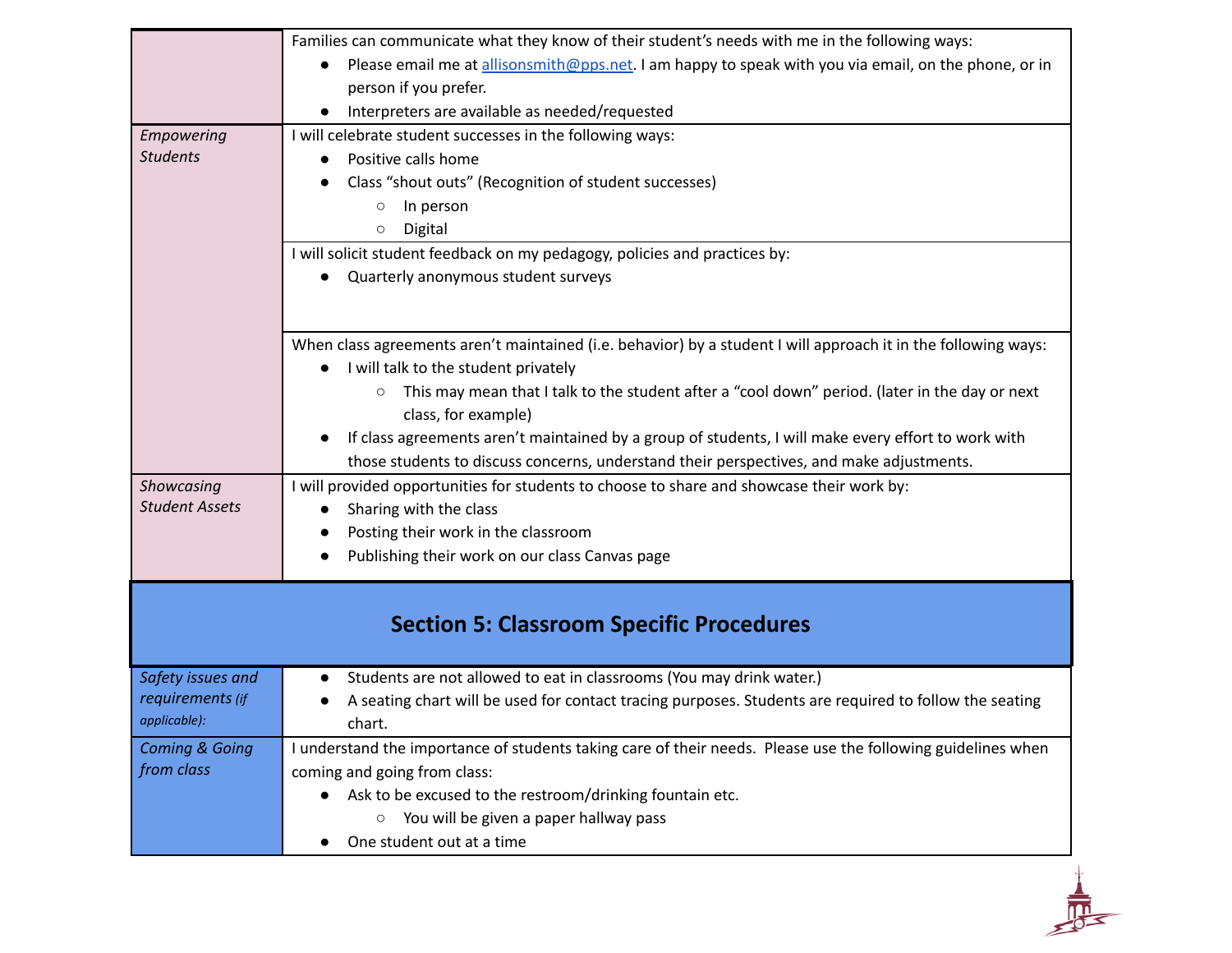| | |
|---|---|
| | Families can communicate what they know of their student's needs with me in the following ways:<br>● Please email me at [allisonsmith@pps.net](mailto:allisonsmith@pps.net). I am happy to speak with you via email, on the phone, or in person if you prefer.<br>● Interpreters are available as needed/requested |
| *Empowering Students* | I will celebrate student successes in the following ways:<br>● Positive calls home<br>● Class "shout outs" (Recognition of student successes)<br>&nbsp;&nbsp;&nbsp;&nbsp;○ In person<br>&nbsp;&nbsp;&nbsp;&nbsp;○ Digital |
| | I will solicit student feedback on my pedagogy, policies and practices by:<br>● Quarterly anonymous student surveys |
| | When class agreements aren't maintained (i.e. behavior) by a student I will approach it in the following ways:<br>● I will talk to the student privately<br>&nbsp;&nbsp;&nbsp;&nbsp;○ This may mean that I talk to the student after a "cool down" period. (later in the day or next class, for example)<br>● If class agreements aren't maintained by a group of students, I will make every effort to work with those students to discuss concerns, understand their perspectives, and make adjustments. |
| *Showcasing Student Assets* | I will provided opportunities for students to choose to share and showcase their work by:<br>● Sharing with the class<br>● Posting their work in the classroom<br>● Publishing their work on our class Canvas page |

## Section 5: Classroom Specific Procedures

| | |
|---|---|
| *Safety issues and requirements (if applicable):* | ● Students are not allowed to eat in classrooms (You may drink water.)<br>● A seating chart will be used for contact tracing purposes. Students are required to follow the seating chart. |
| *Coming & Going from class* | I understand the importance of students taking care of their needs. Please use the following guidelines when coming and going from class:<br>● Ask to be excused to the restroom/drinking fountain etc.<br>&nbsp;&nbsp;&nbsp;&nbsp;○ You will be given a paper hallway pass<br>● One student out at a time |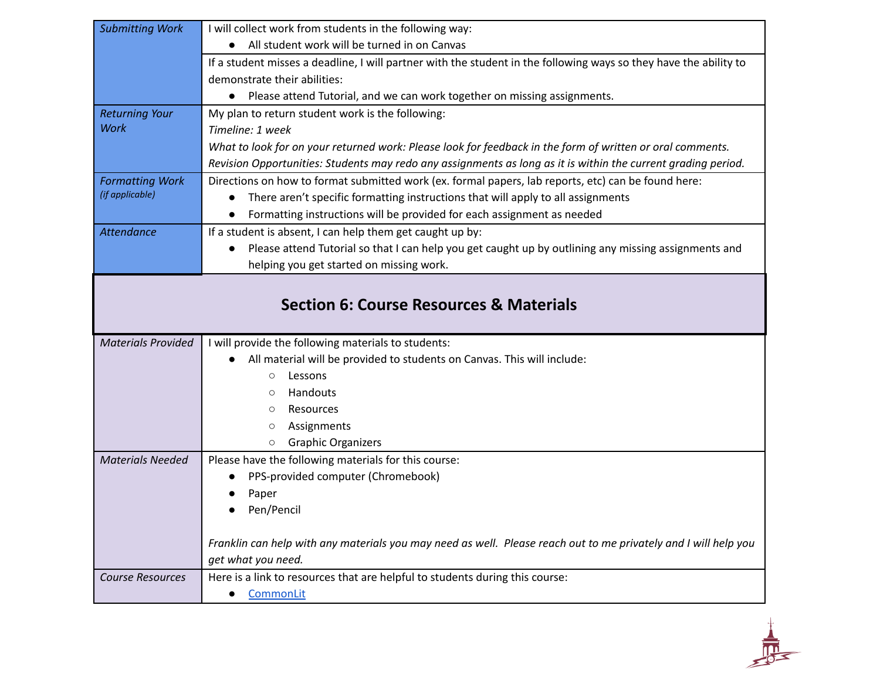| | |
|---|---|
| *Submitting Work* | I will collect work from students in the following way:<br>● All student work will be turned in on Canvas |
| | If a student misses a deadline, I will partner with the student in the following ways so they have the ability to demonstrate their abilities:<br>● Please attend Tutorial, and we can work together on missing assignments. |
| *Returning Your Work* | My plan to return student work is the following:<br>*Timeline: 1 week*<br>*What to look for on your returned work: Please look for feedback in the form of written or oral comments.*<br>*Revision Opportunities: Students may redo any assignments as long as it is within the current grading period.* |
| *Formatting Work* *(if applicable)* | Directions on how to format submitted work (ex. formal papers, lab reports, etc) can be found here:<br>● There aren't specific formatting instructions that will apply to all assignments<br>● Formatting instructions will be provided for each assignment as needed |
| *Attendance* | If a student is absent, I can help them get caught up by:<br>● Please attend Tutorial so that I can help you get caught up by outlining any missing assignments and helping you get started on missing work. |

## Section 6: Course Resources & Materials

| | |
|---|---|
| *Materials Provided* | I will provide the following materials to students:<br>● All material will be provided to students on Canvas. This will include:<br>○ Lessons<br>○ Handouts<br>○ Resources<br>○ Assignments<br>○ Graphic Organizers |
| *Materials Needed* | Please have the following materials for this course:<br>● PPS-provided computer (Chromebook)<br>● Paper<br>● Pen/Pencil<br><br>*Franklin can help with any materials you may need as well. Please reach out to me privately and I will help you get what you need.* |
| *Course Resources* | Here is a link to resources that are helpful to students during this course:<br>● CommonLit |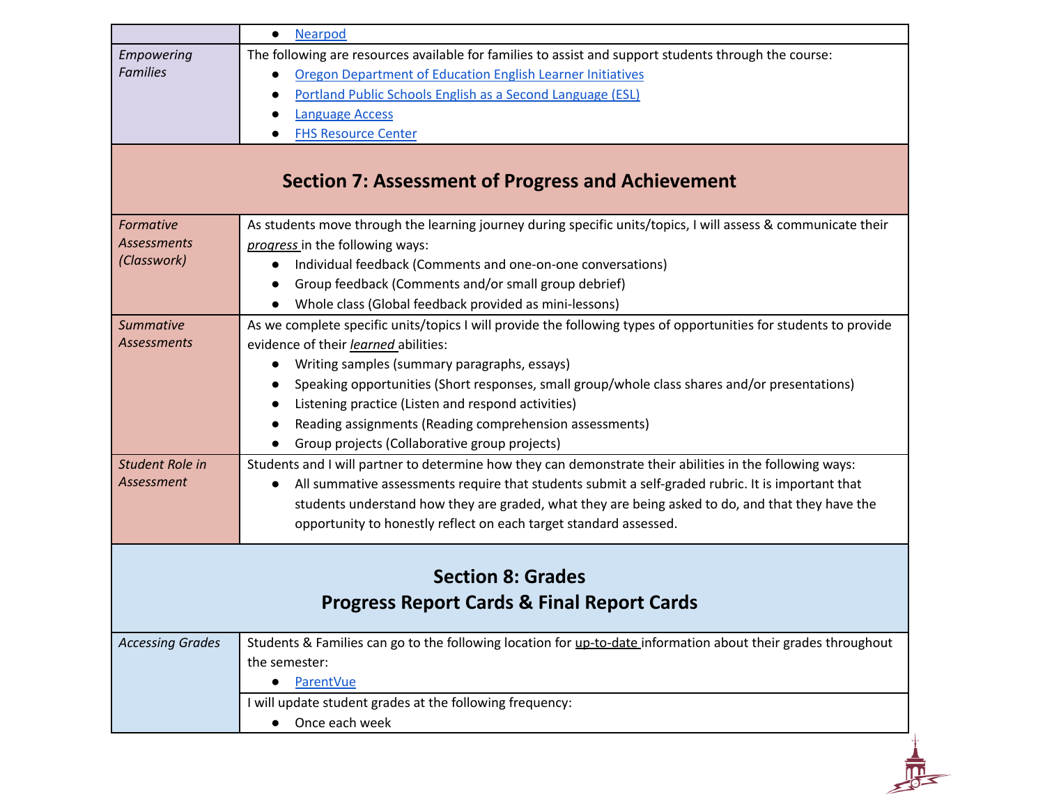| | |
|---|---|
| | • Nearpod |
| *Empowering Families* | The following are resources available for families to assist and support students through the course:<br>• Oregon Department of Education English Learner Initiatives<br>• Portland Public Schools English as a Second Language (ESL)<br>• Language Access<br>• FHS Resource Center |

## Section 7: Assessment of Progress and Achievement

| | |
|---|---|
| *Formative Assessments (Classwork)* | As students move through the learning journey during specific units/topics, I will assess & communicate their ***progress*** in the following ways:<br>• Individual feedback (Comments and one-on-one conversations)<br>• Group feedback (Comments and/or small group debrief)<br>• Whole class (Global feedback provided as mini-lessons) |
| *Summative Assessments* | As we complete specific units/topics I will provide the following types of opportunities for students to provide evidence of their ***learned*** abilities:<br>• Writing samples (summary paragraphs, essays)<br>• Speaking opportunities (Short responses, small group/whole class shares and/or presentations)<br>• Listening practice (Listen and respond activities)<br>• Reading assignments (Reading comprehension assessments)<br>• Group projects (Collaborative group projects) |
| *Student Role in Assessment* | Students and I will partner to determine how they can demonstrate their abilities in the following ways:<br>• All summative assessments require that students submit a self-graded rubric. It is important that students understand how they are graded, what they are being asked to do, and that they have the opportunity to honestly reflect on each target standard assessed. |

## Section 8: Grades
## Progress Report Cards & Final Report Cards

| | |
|---|---|
| *Accessing Grades* | Students & Families can go to the following location for up-to-date information about their grades throughout the semester:<br>• ParentVue |
| | I will update student grades at the following frequency:<br>• Once each week |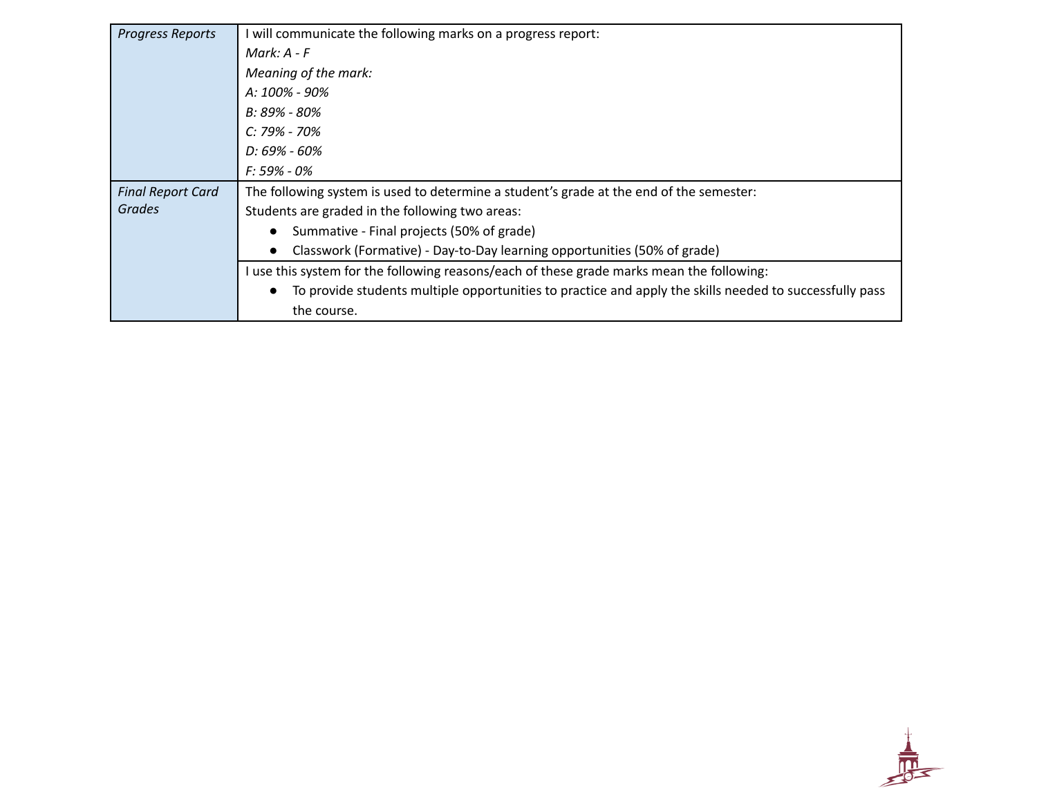| | |
|---|---|
| *Progress Reports* | I will communicate the following marks on a progress report:<br>*Mark: A - F*<br>*Meaning of the mark:*<br>*A: 100% - 90%*<br>*B: 89% - 80%*<br>*C: 79% - 70%*<br>*D: 69% - 60%*<br>*F: 59% - 0%* |
| *Final Report Card Grades* | The following system is used to determine a student's grade at the end of the semester:<br>Students are graded in the following two areas:<br>● Summative - Final projects (50% of grade)<br>● Classwork (Formative) - Day-to-Day learning opportunities (50% of grade) |
| | I use this system for the following reasons/each of these grade marks mean the following:<br>● To provide students multiple opportunities to practice and apply the skills needed to successfully pass the course. |